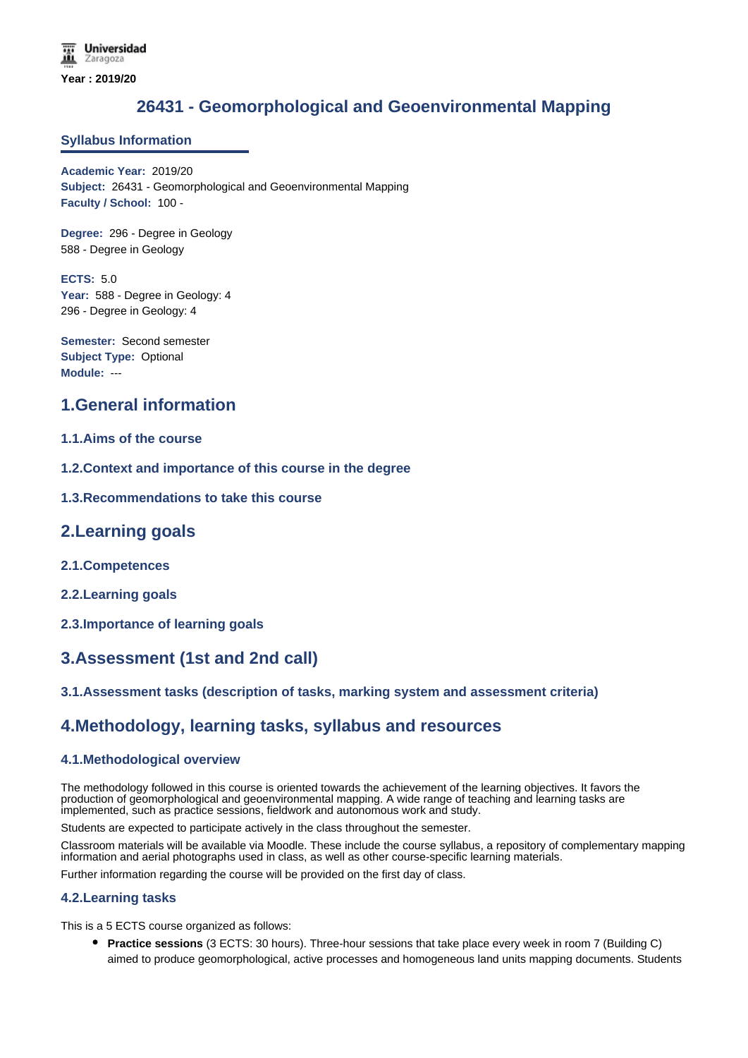Universidad Zaragoza

**Year : 2019/20**

# 26431 - Geomorphological and Geoenvironmental Mapping

## Syllabus Information

**Academic Year:** 2019/20
**Subject:** 26431 - Geomorphological and Geoenvironmental Mapping
**Faculty / School:** 100 -

**Degree:** 296 - Degree in Geology
588 - Degree in Geology

**ECTS:** 5.0
**Year:** 588 - Degree in Geology: 4
296 - Degree in Geology: 4

**Semester:** Second semester
**Subject Type:** Optional
**Module:** ---

## 1.General information

### 1.1.Aims of the course

### 1.2.Context and importance of this course in the degree

### 1.3.Recommendations to take this course

## 2.Learning goals

### 2.1.Competences

### 2.2.Learning goals

### 2.3.Importance of learning goals

## 3.Assessment (1st and 2nd call)

### 3.1.Assessment tasks (description of tasks, marking system and assessment criteria)

## 4.Methodology, learning tasks, syllabus and resources

### 4.1.Methodological overview

The methodology followed in this course is oriented towards the achievement of the learning objectives. It favors the production of geomorphological and geoenvironmental mapping. A wide range of teaching and learning tasks are implemented, such as practice sessions, fieldwork and autonomous work and study.

Students are expected to participate actively in the class throughout the semester.

Classroom materials will be available via Moodle. These include the course syllabus, a repository of complementary mapping information and aerial photographs used in class, as well as other course-specific learning materials.

Further information regarding the course will be provided on the first day of class.

### 4.2.Learning tasks

This is a 5 ECTS course organized as follows:

- **Practice sessions** (3 ECTS: 30 hours). Three-hour sessions that take place every week in room 7 (Building C) aimed to produce geomorphological, active processes and homogeneous land units mapping documents. Students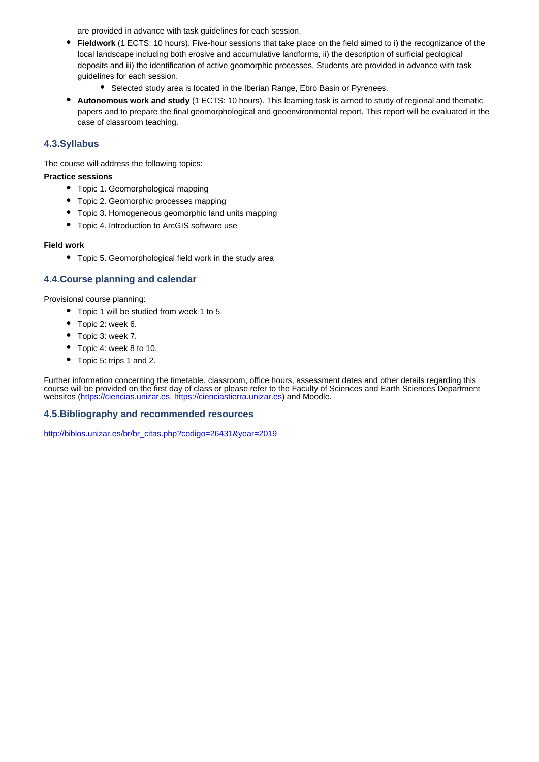are provided in advance with task guidelines for each session.

- **Fieldwork** (1 ECTS: 10 hours). Five-hour sessions that take place on the field aimed to i) the recognizance of the local landscape including both erosive and accumulative landforms, ii) the description of surficial geological deposits and iii) the identification of active geomorphic processes. Students are provided in advance with task guidelines for each session.
    - Selected study area is located in the Iberian Range, Ebro Basin or Pyrenees.
- **Autonomous work and study** (1 ECTS: 10 hours). This learning task is aimed to study of regional and thematic papers and to prepare the final geomorphological and geoenvironmental report. This report will be evaluated in the case of classroom teaching.

## 4.3.Syllabus

The course will address the following topics:

**Practice sessions**

- Topic 1. Geomorphological mapping
- Topic 2. Geomorphic processes mapping
- Topic 3. Homogeneous geomorphic land units mapping
- Topic 4. Introduction to ArcGIS software use

**Field work**

- Topic 5. Geomorphological field work in the study area

## 4.4.Course planning and calendar

Provisional course planning:

- Topic 1 will be studied from week 1 to 5.
- Topic 2: week 6.
- Topic 3: week 7.
- Topic 4: week 8 to 10.
- Topic 5: trips 1 and 2.

Further information concerning the timetable, classroom, office hours, assessment dates and other details regarding this course will be provided on the first day of class or please refer to the Faculty of Sciences and Earth Sciences Department websites (https://ciencias.unizar.es, https://cienciastierra.unizar.es) and Moodle.

## 4.5.Bibliography and recommended resources

http://biblos.unizar.es/br/br_citas.php?codigo=26431&year=2019